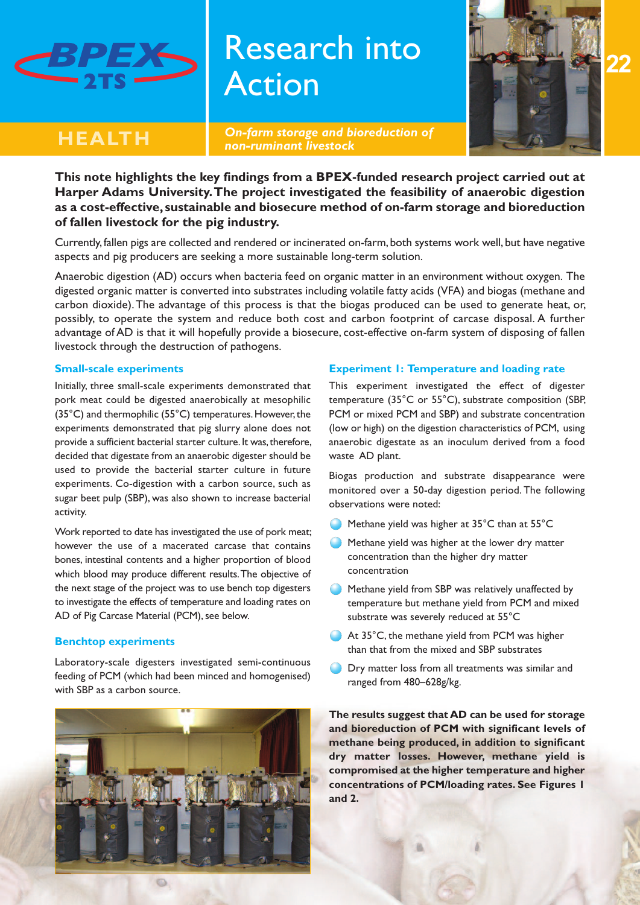# Research into Action

## HEALTH

*On-farm storage and bioreduction of non-ruminant livestock*

**This note highlights the key findings from a BPEX-funded research project carried out at Harper Adams University. The project investigated the feasibility of anaerobic digestion as a cost-effective, sustainable and biosecure method of on-farm storage and bioreduction of fallen livestock for the pig industry.**

Currently, fallen pigs are collected and rendered or incinerated on-farm, both systems work well, but have negative aspects and pig producers are seeking a more sustainable long-term solution.

Anaerobic digestion (AD) occurs when bacteria feed on organic matter in an environment without oxygen. The digested organic matter is converted into substrates including volatile fatty acids (VFA) and biogas (methane and carbon dioxide). The advantage of this process is that the biogas produced can be used to generate heat, or, possibly, to operate the system and reduce both cost and carbon footprint of carcase disposal. A further advantage of AD is that it will hopefully provide a biosecure, cost-effective on-farm system of disposing of fallen livestock through the destruction of pathogens.

### Small-scale experiments

Initially, three small-scale experiments demonstrated that pork meat could be digested anaerobically at mesophilic (35°C) and thermophilic (55°C) temperatures. However, the experiments demonstrated that pig slurry alone does not provide a sufficient bacterial starter culture. It was, therefore, decided that digestate from an anaerobic digester should be used to provide the bacterial starter culture in future experiments. Co-digestion with a carbon source, such as sugar beet pulp (SBP), was also shown to increase bacterial activity.

Work reported to date has investigated the use of pork meat; however the use of a macerated carcase that contains bones, intestinal contents and a higher proportion of blood which blood may produce different results. The objective of the next stage of the project was to use bench top digesters to investigate the effects of temperature and loading rates on AD of Pig Carcase Material (PCM), see below.

### Benchtop experiments

Laboratory-scale digesters investigated semi-continuous feeding of PCM (which had been minced and homogenised) with SBP as a carbon source.

### Experiment 1: Temperature and loading rate

This experiment investigated the effect of digester temperature (35°C or 55°C), substrate composition (SBP, PCM or mixed PCM and SBP) and substrate concentration (low or high) on the digestion characteristics of PCM, using anaerobic digestate as an inoculum derived from a food waste AD plant.

Biogas production and substrate disappearance were monitored over a 50-day digestion period. The following observations were noted:

- Methane yield was higher at 35°C than at 55°C
- Methane yield was higher at the lower dry matter concentration than the higher dry matter concentration
- Methane yield from SBP was relatively unaffected by temperature but methane yield from PCM and mixed substrate was severely reduced at 55°C
- At 35°C, the methane yield from PCM was higher than that from the mixed and SBP substrates
- Dry matter loss from all treatments was similar and ranged from 480–628g/kg.

**The results suggest that AD can be used for storage and bioreduction of PCM with significant levels of methane being produced, in addition to significant dry matter losses. However, methane yield is compromised at the higher temperature and higher concentrations of PCM/loading rates. See Figures 1 and 2.**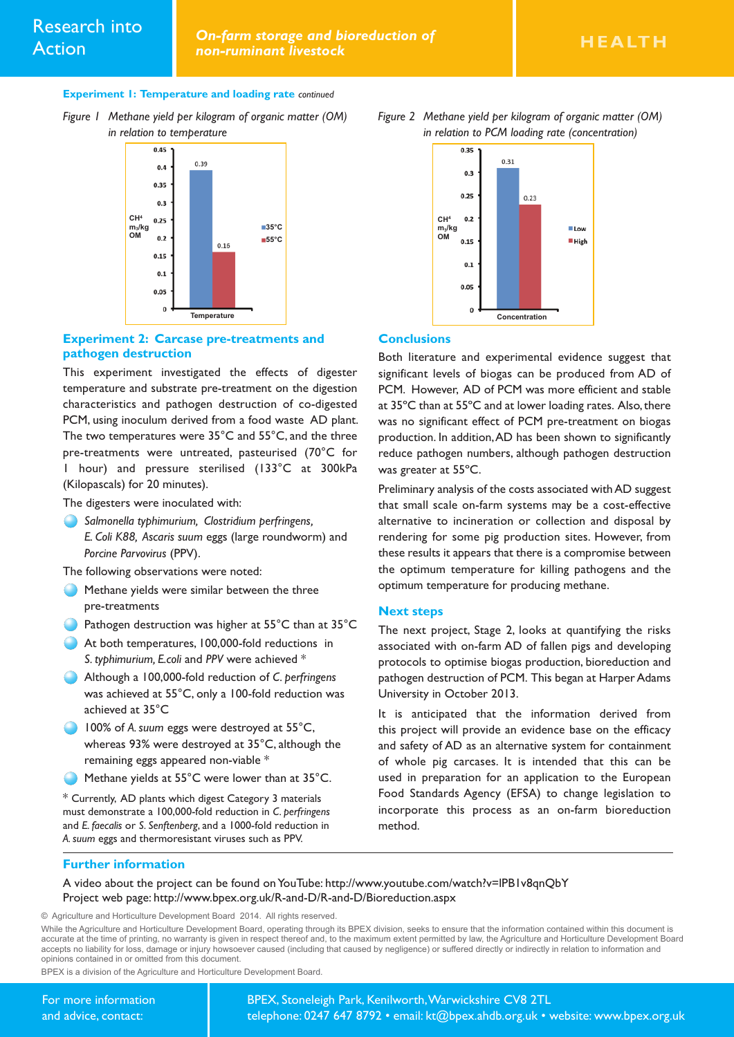### Experiment 1: Temperature and loading rate *continued*

*Figure 1 Methane yield per kilogram of organic matter (OM) in relation to temperature*

0.45
0.4
0.35
0.3
0.25
0.2
0.15
0.1
0.05
0

CH4 m3/kg OM

0.39
0.16

35°C
55°C

Temperature

*Figure 2 Methane yield per kilogram of organic matter (OM) in relation to PCM loading rate (concentration)*

0.35
0.3
0.25
0.2
0.15
0.1
0.05
0

CH4 m3/kg OM

0.31
0.23

Low
High

Concentration

### Experiment 2: Carcase pre-treatments and pathogen destruction

This experiment investigated the effects of digester temperature and substrate pre-treatment on the digestion characteristics and pathogen destruction of co-digested PCM, using inoculum derived from a food waste AD plant. The two temperatures were 35°C and 55°C, and the three pre-treatments were untreated, pasteurised (70°C for 1 hour) and pressure sterilised (133°C at 300kPa (Kilopascals) for 20 minutes).

The digesters were inoculated with:

- *Salmonella typhimurium, Clostridium perfringens, E. Coli K88, Ascaris suum* eggs (large roundworm) and *Porcine Parvovirus* (PPV).

The following observations were noted:

- Methane yields were similar between the three pre-treatments
- Pathogen destruction was higher at 55°C than at 35°C
- At both temperatures, 100,000-fold reductions in *S. typhimurium, E.coli* and *PPV* were achieved *
- Although a 100,000-fold reduction of *C. perfringens* was achieved at 55°C, only a 100-fold reduction was achieved at 35°C
- 100% of *A. suum* eggs were destroyed at 55°C, whereas 93% were destroyed at 35°C, although the remaining eggs appeared non-viable *
- Methane yields at 55°C were lower than at 35°C.

* Currently, AD plants which digest Category 3 materials must demonstrate a 100,000-fold reduction in *C. perfringens* and *E. faecalis* or *S. Senftenberg*, and a 1000-fold reduction in *A. suum* eggs and thermoresistant viruses such as PPV.

### Conclusions

Both literature and experimental evidence suggest that significant levels of biogas can be produced from AD of PCM. However, AD of PCM was more efficient and stable at 35°C than at 55°C and at lower loading rates. Also, there was no significant effect of PCM pre-treatment on biogas production. In addition, AD has been shown to significantly reduce pathogen numbers, although pathogen destruction was greater at 55°C.

Preliminary analysis of the costs associated with AD suggest that small scale on-farm systems may be a cost-effective alternative to incineration or collection and disposal by rendering for some pig production sites. However, from these results it appears that there is a compromise between the optimum temperature for killing pathogens and the optimum temperature for producing methane.

### Next steps

The next project, Stage 2, looks at quantifying the risks associated with on-farm AD of fallen pigs and developing protocols to optimise biogas production, bioreduction and pathogen destruction of PCM. This began at Harper Adams University in October 2013.

It is anticipated that the information derived from this project will provide an evidence base on the efficacy and safety of AD as an alternative system for containment of whole pig carcases. It is intended that this can be used in preparation for an application to the European Food Standards Agency (EFSA) to change legislation to incorporate this process as an on-farm bioreduction method.

### Further information

A video about the project can be found on YouTube: http://www.youtube.com/watch?v=lPB1v8qnQbY
Project web page: http://www.bpex.org.uk/R-and-D/R-and-D/Bioreduction.aspx

© Agriculture and Horticulture Development Board 2014. All rights reserved.

While the Agriculture and Horticulture Development Board, operating through its BPEX division, seeks to ensure that the information contained within this document is accurate at the time of printing, no warranty is given in respect thereof and, to the maximum extent permitted by law, the Agriculture and Horticulture Development Board accepts no liability for loss, damage or injury howsoever caused (including that caused by negligence) or suffered directly or indirectly in relation to information and opinions contained in or omitted from this document.

BPEX is a division of the Agriculture and Horticulture Development Board.

For more information and advice, contact:

BPEX, Stoneleigh Park, Kenilworth, Warwickshire CV8 2TL
telephone: 0247 647 8792 • email: kt@bpex.ahdb.org.uk • website: www.bpex.org.uk